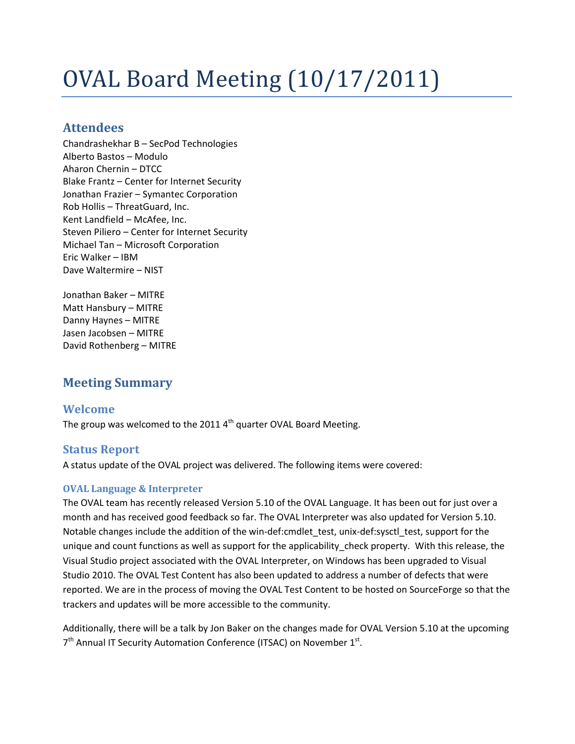# OVAL Board Meeting (10/17/2011)

## Attendees

Chandrashekhar B – SecPod Technologies
Alberto Bastos – Modulo
Aharon Chernin – DTCC
Blake Frantz – Center for Internet Security
Jonathan Frazier – Symantec Corporation
Rob Hollis – ThreatGuard, Inc.
Kent Landfield – McAfee, Inc.
Steven Piliero – Center for Internet Security
Michael Tan – Microsoft Corporation
Eric Walker – IBM
Dave Waltermire – NIST

Jonathan Baker – MITRE
Matt Hansbury – MITRE
Danny Haynes – MITRE
Jasen Jacobsen – MITRE
David Rothenberg – MITRE

## Meeting Summary

### Welcome

The group was welcomed to the 2011 4th quarter OVAL Board Meeting.

### Status Report

A status update of the OVAL project was delivered. The following items were covered:

#### OVAL Language & Interpreter

The OVAL team has recently released Version 5.10 of the OVAL Language. It has been out for just over a month and has received good feedback so far. The OVAL Interpreter was also updated for Version 5.10. Notable changes include the addition of the win-def:cmdlet_test, unix-def:sysctl_test, support for the unique and count functions as well as support for the applicability_check property. With this release, the Visual Studio project associated with the OVAL Interpreter, on Windows has been upgraded to Visual Studio 2010. The OVAL Test Content has also been updated to address a number of defects that were reported. We are in the process of moving the OVAL Test Content to be hosted on SourceForge so that the trackers and updates will be more accessible to the community.

Additionally, there will be a talk by Jon Baker on the changes made for OVAL Version 5.10 at the upcoming 7th Annual IT Security Automation Conference (ITSAC) on November 1st.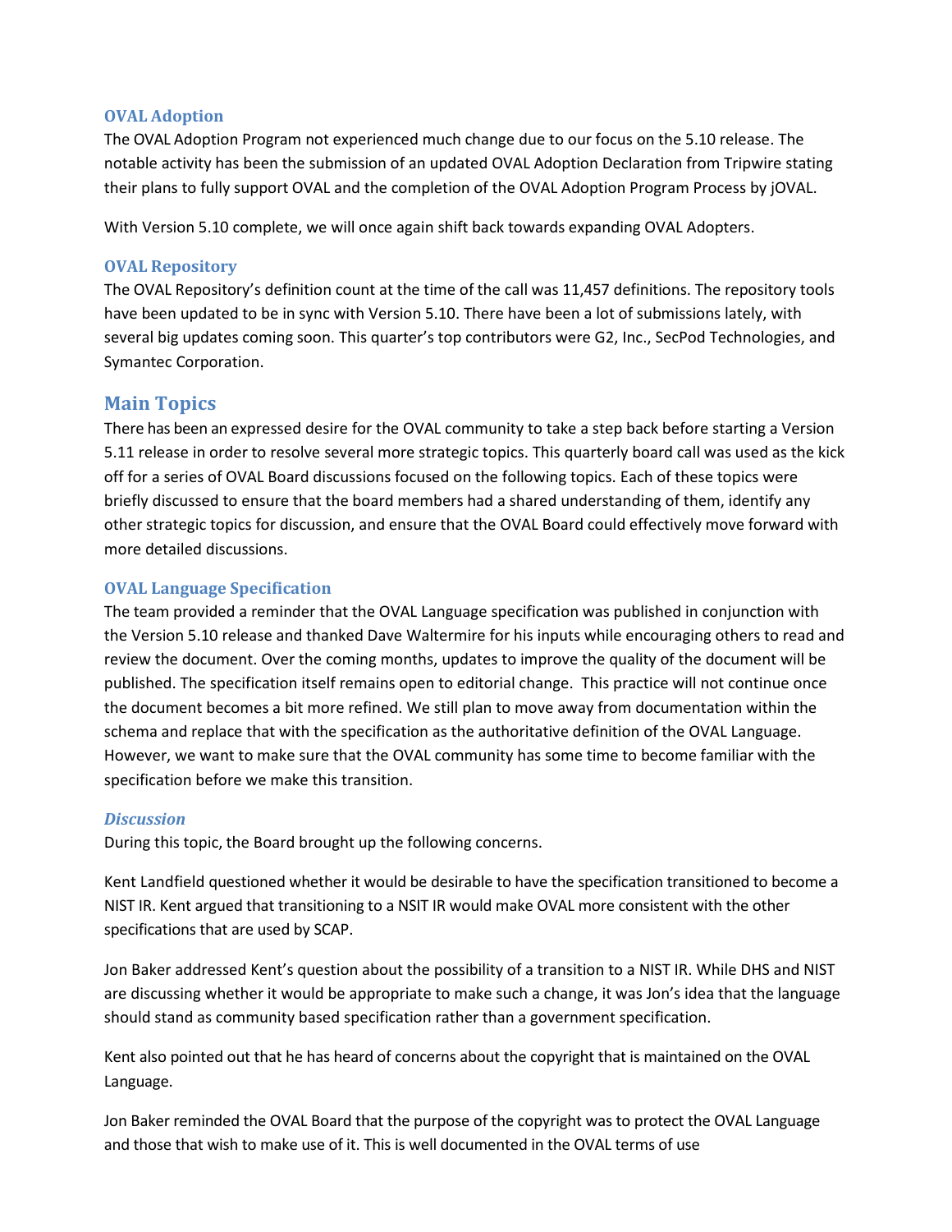### OVAL Adoption

The OVAL Adoption Program not experienced much change due to our focus on the 5.10 release. The notable activity has been the submission of an updated OVAL Adoption Declaration from Tripwire stating their plans to fully support OVAL and the completion of the OVAL Adoption Program Process by jOVAL.

With Version 5.10 complete, we will once again shift back towards expanding OVAL Adopters.

### OVAL Repository

The OVAL Repository's definition count at the time of the call was 11,457 definitions. The repository tools have been updated to be in sync with Version 5.10. There have been a lot of submissions lately, with several big updates coming soon. This quarter's top contributors were G2, Inc., SecPod Technologies, and Symantec Corporation.

## Main Topics

There has been an expressed desire for the OVAL community to take a step back before starting a Version 5.11 release in order to resolve several more strategic topics. This quarterly board call was used as the kick off for a series of OVAL Board discussions focused on the following topics. Each of these topics were briefly discussed to ensure that the board members had a shared understanding of them, identify any other strategic topics for discussion, and ensure that the OVAL Board could effectively move forward with more detailed discussions.

### OVAL Language Specification

The team provided a reminder that the OVAL Language specification was published in conjunction with the Version 5.10 release and thanked Dave Waltermire for his inputs while encouraging others to read and review the document. Over the coming months, updates to improve the quality of the document will be published. The specification itself remains open to editorial change. This practice will not continue once the document becomes a bit more refined. We still plan to move away from documentation within the schema and replace that with the specification as the authoritative definition of the OVAL Language. However, we want to make sure that the OVAL community has some time to become familiar with the specification before we make this transition.

#### *Discussion*

During this topic, the Board brought up the following concerns.

Kent Landfield questioned whether it would be desirable to have the specification transitioned to become a NIST IR. Kent argued that transitioning to a NSIT IR would make OVAL more consistent with the other specifications that are used by SCAP.

Jon Baker addressed Kent's question about the possibility of a transition to a NIST IR. While DHS and NIST are discussing whether it would be appropriate to make such a change, it was Jon's idea that the language should stand as community based specification rather than a government specification.

Kent also pointed out that he has heard of concerns about the copyright that is maintained on the OVAL Language.

Jon Baker reminded the OVAL Board that the purpose of the copyright was to protect the OVAL Language and those that wish to make use of it. This is well documented in the OVAL terms of use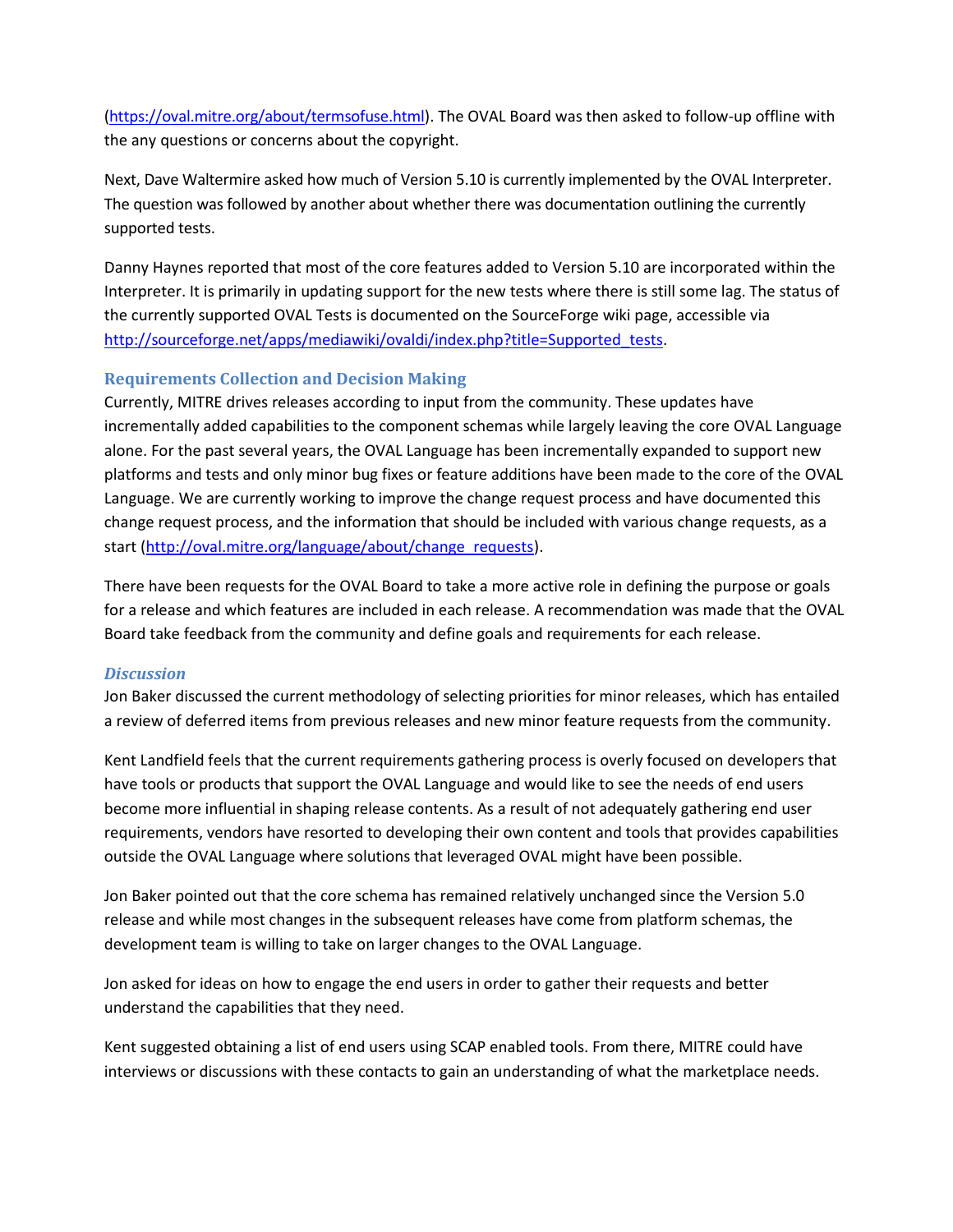(https://oval.mitre.org/about/termsofuse.html). The OVAL Board was then asked to follow-up offline with the any questions or concerns about the copyright.

Next, Dave Waltermire asked how much of Version 5.10 is currently implemented by the OVAL Interpreter. The question was followed by another about whether there was documentation outlining the currently supported tests.

Danny Haynes reported that most of the core features added to Version 5.10 are incorporated within the Interpreter. It is primarily in updating support for the new tests where there is still some lag. The status of the currently supported OVAL Tests is documented on the SourceForge wiki page, accessible via http://sourceforge.net/apps/mediawiki/ovaldi/index.php?title=Supported_tests.

### Requirements Collection and Decision Making

Currently, MITRE drives releases according to input from the community. These updates have incrementally added capabilities to the component schemas while largely leaving the core OVAL Language alone. For the past several years, the OVAL Language has been incrementally expanded to support new platforms and tests and only minor bug fixes or feature additions have been made to the core of the OVAL Language. We are currently working to improve the change request process and have documented this change request process, and the information that should be included with various change requests, as a start (http://oval.mitre.org/language/about/change_requests).

There have been requests for the OVAL Board to take a more active role in defining the purpose or goals for a release and which features are included in each release. A recommendation was made that the OVAL Board take feedback from the community and define goals and requirements for each release.

#### *Discussion*

Jon Baker discussed the current methodology of selecting priorities for minor releases, which has entailed a review of deferred items from previous releases and new minor feature requests from the community.

Kent Landfield feels that the current requirements gathering process is overly focused on developers that have tools or products that support the OVAL Language and would like to see the needs of end users become more influential in shaping release contents. As a result of not adequately gathering end user requirements, vendors have resorted to developing their own content and tools that provides capabilities outside the OVAL Language where solutions that leveraged OVAL might have been possible.

Jon Baker pointed out that the core schema has remained relatively unchanged since the Version 5.0 release and while most changes in the subsequent releases have come from platform schemas, the development team is willing to take on larger changes to the OVAL Language.

Jon asked for ideas on how to engage the end users in order to gather their requests and better understand the capabilities that they need.

Kent suggested obtaining a list of end users using SCAP enabled tools. From there, MITRE could have interviews or discussions with these contacts to gain an understanding of what the marketplace needs.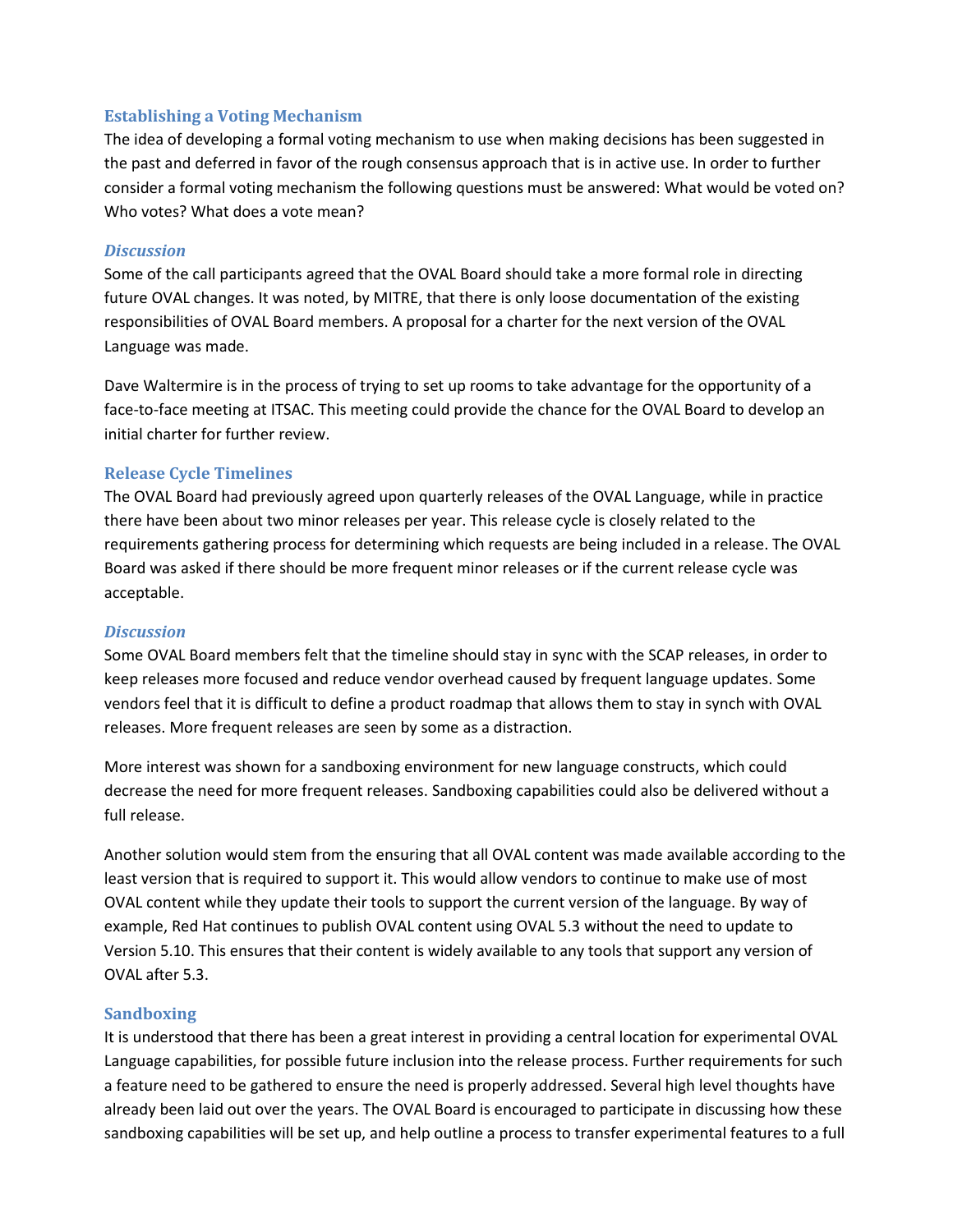## Establishing a Voting Mechanism

The idea of developing a formal voting mechanism to use when making decisions has been suggested in the past and deferred in favor of the rough consensus approach that is in active use. In order to further consider a formal voting mechanism the following questions must be answered: What would be voted on? Who votes? What does a vote mean?

### *Discussion*

Some of the call participants agreed that the OVAL Board should take a more formal role in directing future OVAL changes. It was noted, by MITRE, that there is only loose documentation of the existing responsibilities of OVAL Board members. A proposal for a charter for the next version of the OVAL Language was made.

Dave Waltermire is in the process of trying to set up rooms to take advantage for the opportunity of a face-to-face meeting at ITSAC. This meeting could provide the chance for the OVAL Board to develop an initial charter for further review.

## Release Cycle Timelines

The OVAL Board had previously agreed upon quarterly releases of the OVAL Language, while in practice there have been about two minor releases per year. This release cycle is closely related to the requirements gathering process for determining which requests are being included in a release. The OVAL Board was asked if there should be more frequent minor releases or if the current release cycle was acceptable.

### *Discussion*

Some OVAL Board members felt that the timeline should stay in sync with the SCAP releases, in order to keep releases more focused and reduce vendor overhead caused by frequent language updates. Some vendors feel that it is difficult to define a product roadmap that allows them to stay in synch with OVAL releases. More frequent releases are seen by some as a distraction.

More interest was shown for a sandboxing environment for new language constructs, which could decrease the need for more frequent releases. Sandboxing capabilities could also be delivered without a full release.

Another solution would stem from the ensuring that all OVAL content was made available according to the least version that is required to support it. This would allow vendors to continue to make use of most OVAL content while they update their tools to support the current version of the language. By way of example, Red Hat continues to publish OVAL content using OVAL 5.3 without the need to update to Version 5.10. This ensures that their content is widely available to any tools that support any version of OVAL after 5.3.

## Sandboxing

It is understood that there has been a great interest in providing a central location for experimental OVAL Language capabilities, for possible future inclusion into the release process. Further requirements for such a feature need to be gathered to ensure the need is properly addressed. Several high level thoughts have already been laid out over the years. The OVAL Board is encouraged to participate in discussing how these sandboxing capabilities will be set up, and help outline a process to transfer experimental features to a full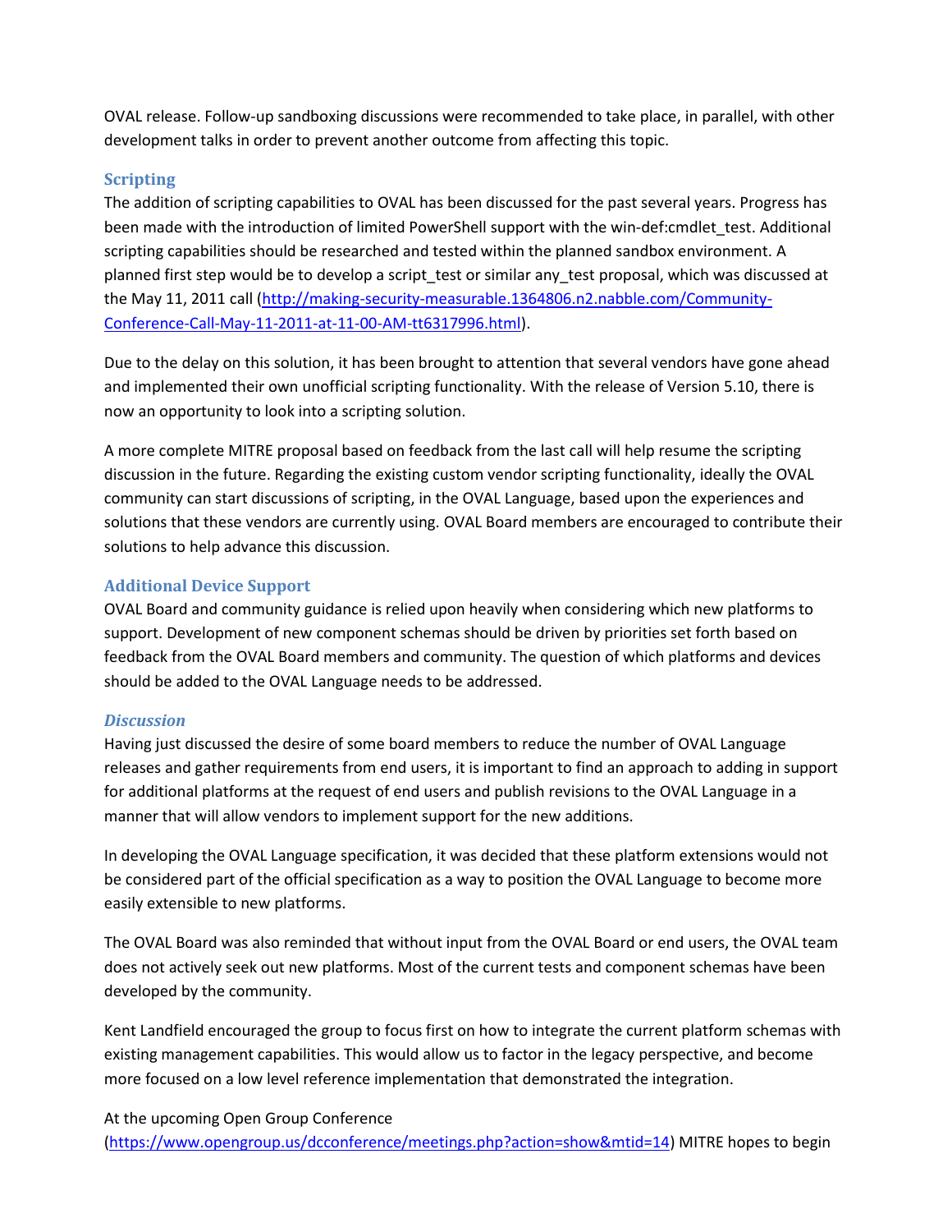OVAL release. Follow-up sandboxing discussions were recommended to take place, in parallel, with other development talks in order to prevent another outcome from affecting this topic.

## Scripting

The addition of scripting capabilities to OVAL has been discussed for the past several years. Progress has been made with the introduction of limited PowerShell support with the win-def:cmdlet_test. Additional scripting capabilities should be researched and tested within the planned sandbox environment. A planned first step would be to develop a script_test or similar any_test proposal, which was discussed at the May 11, 2011 call (http://making-security-measurable.1364806.n2.nabble.com/Community-Conference-Call-May-11-2011-at-11-00-AM-tt6317996.html).

Due to the delay on this solution, it has been brought to attention that several vendors have gone ahead and implemented their own unofficial scripting functionality. With the release of Version 5.10, there is now an opportunity to look into a scripting solution.

A more complete MITRE proposal based on feedback from the last call will help resume the scripting discussion in the future. Regarding the existing custom vendor scripting functionality, ideally the OVAL community can start discussions of scripting, in the OVAL Language, based upon the experiences and solutions that these vendors are currently using. OVAL Board members are encouraged to contribute their solutions to help advance this discussion.

## Additional Device Support

OVAL Board and community guidance is relied upon heavily when considering which new platforms to support. Development of new component schemas should be driven by priorities set forth based on feedback from the OVAL Board members and community. The question of which platforms and devices should be added to the OVAL Language needs to be addressed.

### *Discussion*

Having just discussed the desire of some board members to reduce the number of OVAL Language releases and gather requirements from end users, it is important to find an approach to adding in support for additional platforms at the request of end users and publish revisions to the OVAL Language in a manner that will allow vendors to implement support for the new additions.

In developing the OVAL Language specification, it was decided that these platform extensions would not be considered part of the official specification as a way to position the OVAL Language to become more easily extensible to new platforms.

The OVAL Board was also reminded that without input from the OVAL Board or end users, the OVAL team does not actively seek out new platforms. Most of the current tests and component schemas have been developed by the community.

Kent Landfield encouraged the group to focus first on how to integrate the current platform schemas with existing management capabilities. This would allow us to factor in the legacy perspective, and become more focused on a low level reference implementation that demonstrated the integration.

At the upcoming Open Group Conference (https://www.opengroup.us/dcconference/meetings.php?action=show&mtid=14) MITRE hopes to begin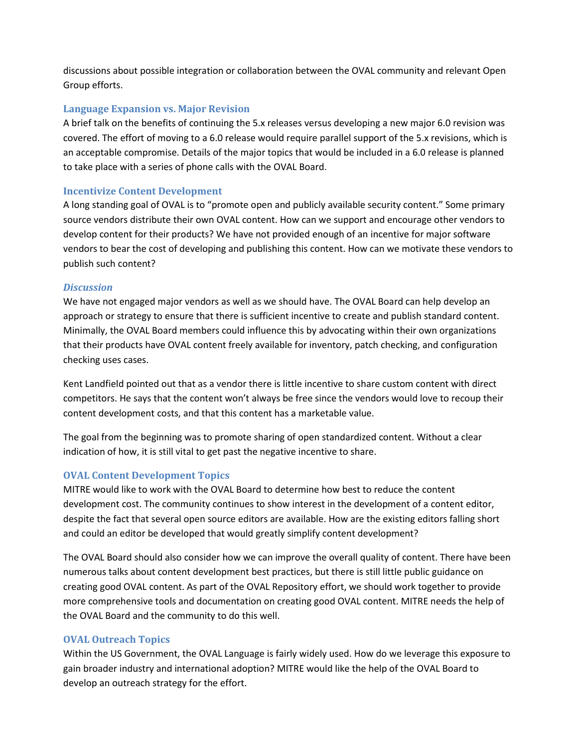discussions about possible integration or collaboration between the OVAL community and relevant Open Group efforts.

### Language Expansion vs. Major Revision

A brief talk on the benefits of continuing the 5.x releases versus developing a new major 6.0 revision was covered. The effort of moving to a 6.0 release would require parallel support of the 5.x revisions, which is an acceptable compromise. Details of the major topics that would be included in a 6.0 release is planned to take place with a series of phone calls with the OVAL Board.

### Incentivize Content Development

A long standing goal of OVAL is to "promote open and publicly available security content." Some primary source vendors distribute their own OVAL content. How can we support and encourage other vendors to develop content for their products? We have not provided enough of an incentive for major software vendors to bear the cost of developing and publishing this content. How can we motivate these vendors to publish such content?

#### *Discussion*

We have not engaged major vendors as well as we should have. The OVAL Board can help develop an approach or strategy to ensure that there is sufficient incentive to create and publish standard content. Minimally, the OVAL Board members could influence this by advocating within their own organizations that their products have OVAL content freely available for inventory, patch checking, and configuration checking uses cases.

Kent Landfield pointed out that as a vendor there is little incentive to share custom content with direct competitors. He says that the content won't always be free since the vendors would love to recoup their content development costs, and that this content has a marketable value.

The goal from the beginning was to promote sharing of open standardized content. Without a clear indication of how, it is still vital to get past the negative incentive to share.

### OVAL Content Development Topics

MITRE would like to work with the OVAL Board to determine how best to reduce the content development cost. The community continues to show interest in the development of a content editor, despite the fact that several open source editors are available. How are the existing editors falling short and could an editor be developed that would greatly simplify content development?

The OVAL Board should also consider how we can improve the overall quality of content. There have been numerous talks about content development best practices, but there is still little public guidance on creating good OVAL content. As part of the OVAL Repository effort, we should work together to provide more comprehensive tools and documentation on creating good OVAL content. MITRE needs the help of the OVAL Board and the community to do this well.

### OVAL Outreach Topics

Within the US Government, the OVAL Language is fairly widely used. How do we leverage this exposure to gain broader industry and international adoption? MITRE would like the help of the OVAL Board to develop an outreach strategy for the effort.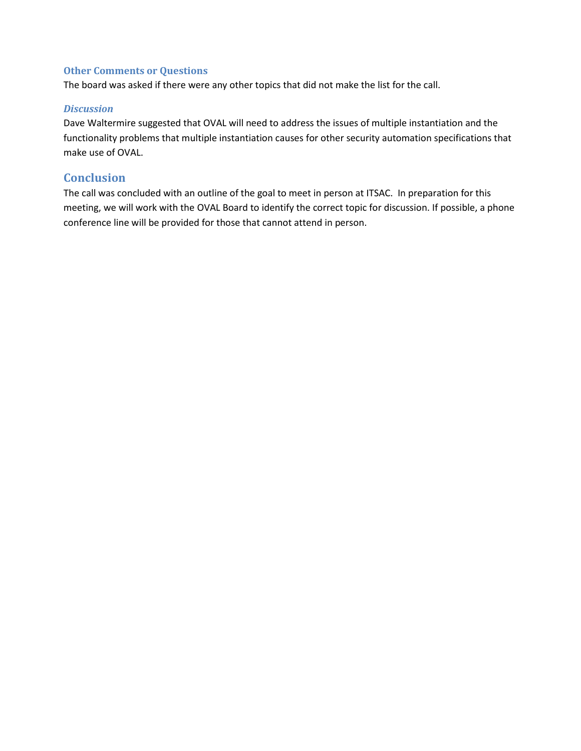### Other Comments or Questions

The board was asked if there were any other topics that did not make the list for the call.

#### *Discussion*

Dave Waltermire suggested that OVAL will need to address the issues of multiple instantiation and the functionality problems that multiple instantiation causes for other security automation specifications that make use of OVAL.

## Conclusion

The call was concluded with an outline of the goal to meet in person at ITSAC.  In preparation for this meeting, we will work with the OVAL Board to identify the correct topic for discussion. If possible, a phone conference line will be provided for those that cannot attend in person.